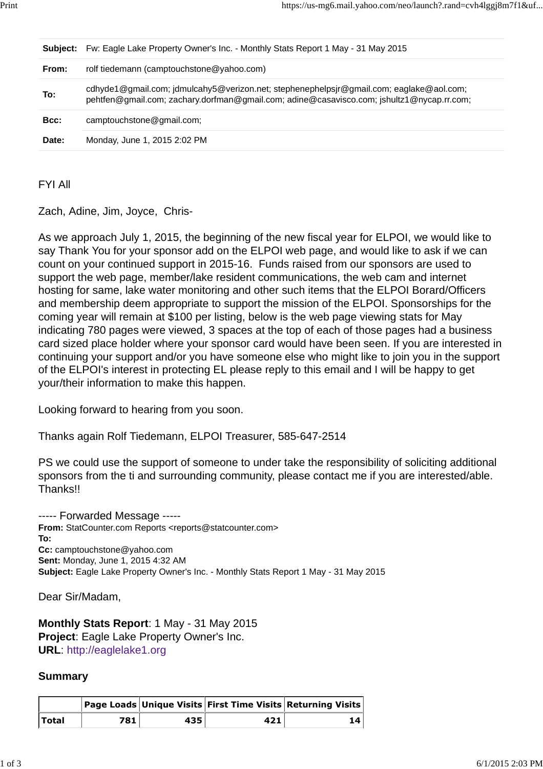| | |
|---|---|
| **Subject:** | Fw: Eagle Lake Property Owner's Inc. - Monthly Stats Report 1 May - 31 May 2015 |
| **From:** | rolf tiedemann (camptouchstone@yahoo.com) |
| **To:** | cdhyde1@gmail.com; jdmulcahy5@verizon.net; stephenephelpsjr@gmail.com; eaglake@aol.com; pehtfen@gmail.com; zachary.dorfman@gmail.com; adine@casavisco.com; jshultz1@nycap.rr.com; |
| **Bcc:** | camptouchstone@gmail.com; |
| **Date:** | Monday, June 1, 2015 2:02 PM |

FYI All

Zach, Adine, Jim, Joyce, Chris-

As we approach July 1, 2015, the beginning of the new fiscal year for ELPOI, we would like to say Thank You for your sponsor add on the ELPOI web page, and would like to ask if we can count on your continued support in 2015-16. Funds raised from our sponsors are used to support the web page, member/lake resident communications, the web cam and internet hosting for same, lake water monitoring and other such items that the ELPOI Borard/Officers and membership deem appropriate to support the mission of the ELPOI. Sponsorships for the coming year will remain at $100 per listing, below is the web page viewing stats for May indicating 780 pages were viewed, 3 spaces at the top of each of those pages had a business card sized place holder where your sponsor card would have been seen. If you are interested in continuing your support and/or you have someone else who might like to join you in the support of the ELPOI's interest in protecting EL please reply to this email and I will be happy to get your/their information to make this happen.

Looking forward to hearing from you soon.

Thanks again Rolf Tiedemann, ELPOI Treasurer, 585-647-2514

PS we could use the support of someone to under take the responsibility of soliciting additional sponsors from the ti and surrounding community, please contact me if you are interested/able. Thanks!!

----- Forwarded Message -----
**From:** StatCounter.com Reports <reports@statcounter.com>
**To:**
**Cc:** camptouchstone@yahoo.com
**Sent:** Monday, June 1, 2015 4:32 AM
**Subject:** Eagle Lake Property Owner's Inc. - Monthly Stats Report 1 May - 31 May 2015

Dear Sir/Madam,

**Monthly Stats Report**: 1 May - 31 May 2015
**Project**: Eagle Lake Property Owner's Inc.
**URL**: http://eaglelake1.org

### Summary

| | Page Loads | Unique Visits | First Time Visits | Returning Visits |
|---|---|---|---|---|
| **Total** | 781 | 435 | 421 | 14 |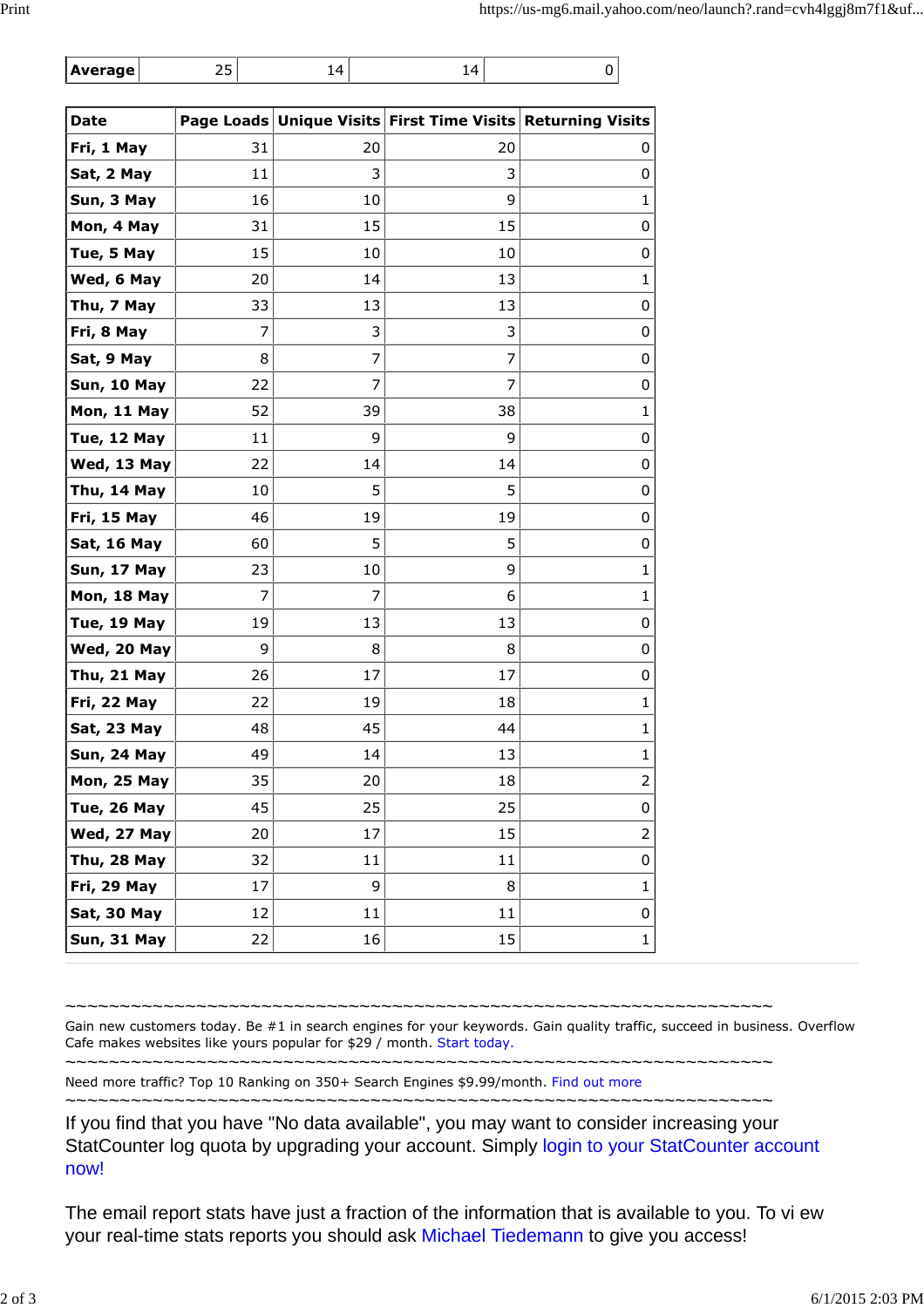| Average | 25 | 14 | 14 | 0 |
|---|---|---|---|---|

| Date | Page Loads | Unique Visits | First Time Visits | Returning Visits |
|---|---|---|---|---|
| Fri, 1 May | 31 | 20 | 20 | 0 |
| Sat, 2 May | 11 | 3 | 3 | 0 |
| Sun, 3 May | 16 | 10 | 9 | 1 |
| Mon, 4 May | 31 | 15 | 15 | 0 |
| Tue, 5 May | 15 | 10 | 10 | 0 |
| Wed, 6 May | 20 | 14 | 13 | 1 |
| Thu, 7 May | 33 | 13 | 13 | 0 |
| Fri, 8 May | 7 | 3 | 3 | 0 |
| Sat, 9 May | 8 | 7 | 7 | 0 |
| Sun, 10 May | 22 | 7 | 7 | 0 |
| Mon, 11 May | 52 | 39 | 38 | 1 |
| Tue, 12 May | 11 | 9 | 9 | 0 |
| Wed, 13 May | 22 | 14 | 14 | 0 |
| Thu, 14 May | 10 | 5 | 5 | 0 |
| Fri, 15 May | 46 | 19 | 19 | 0 |
| Sat, 16 May | 60 | 5 | 5 | 0 |
| Sun, 17 May | 23 | 10 | 9 | 1 |
| Mon, 18 May | 7 | 7 | 6 | 1 |
| Tue, 19 May | 19 | 13 | 13 | 0 |
| Wed, 20 May | 9 | 8 | 8 | 0 |
| Thu, 21 May | 26 | 17 | 17 | 0 |
| Fri, 22 May | 22 | 19 | 18 | 1 |
| Sat, 23 May | 48 | 45 | 44 | 1 |
| Sun, 24 May | 49 | 14 | 13 | 1 |
| Mon, 25 May | 35 | 20 | 18 | 2 |
| Tue, 26 May | 45 | 25 | 25 | 0 |
| Wed, 27 May | 20 | 17 | 15 | 2 |
| Thu, 28 May | 32 | 11 | 11 | 0 |
| Fri, 29 May | 17 | 9 | 8 | 1 |
| Sat, 30 May | 12 | 11 | 11 | 0 |
| Sun, 31 May | 22 | 16 | 15 | 1 |

~~~~~~~~~~~~~~~~~~~~~~~~~~~~~~~~~~~~~~~~~~~~~~~~~~~~~~~~~~~~~~~~~~~~~~~~

Gain new customers today. Be #1 in search engines for your keywords. Gain quality traffic, succeed in business. Overflow Cafe makes websites like yours popular for $29 / month. Start today.

~~~~~~~~~~~~~~~~~~~~~~~~~~~~~~~~~~~~~~~~~~~~~~~~~~~~~~~~~~~~~~~~~~~~~~~~

Need more traffic? Top 10 Ranking on 350+ Search Engines $9.99/month. Find out more

~~~~~~~~~~~~~~~~~~~~~~~~~~~~~~~~~~~~~~~~~~~~~~~~~~~~~~~~~~~~~~~~~~~~~~~~

If you find that you have "No data available", you may want to consider increasing your StatCounter log quota by upgrading your account. Simply login to your StatCounter account now!

The email report stats have just a fraction of the information that is available to you. To vi ew your real-time stats reports you should ask Michael Tiedemann to give you access!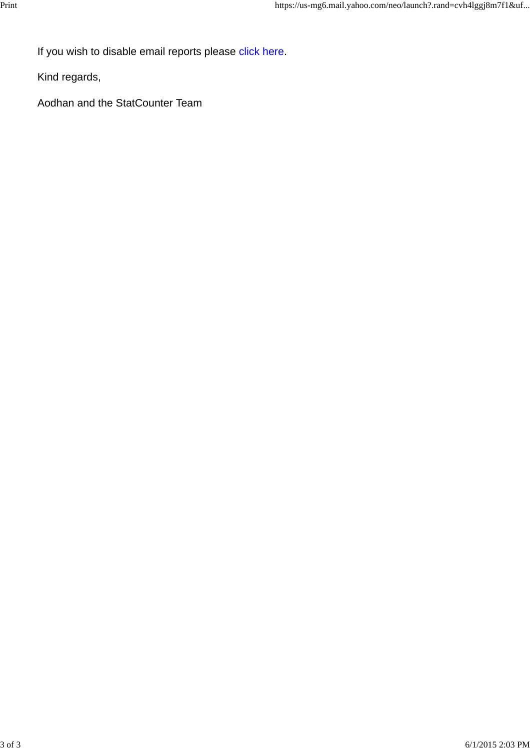If you wish to disable email reports please click here.

Kind regards,

Aodhan and the StatCounter Team